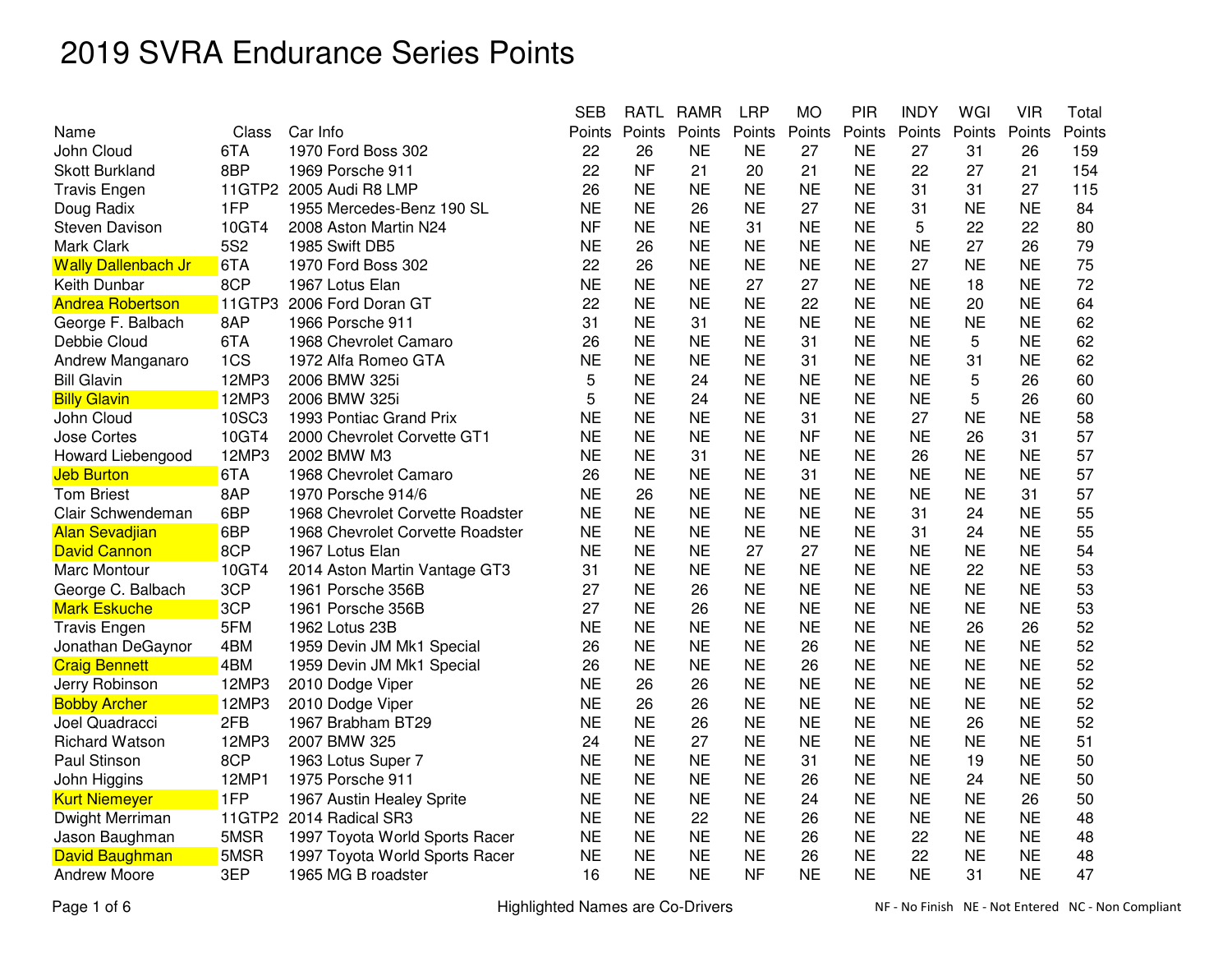# 2019 SVRA Endurance Series Points

| Name | Class | Car Info | SEB Points | RATL Points | RAMR Points | LRP Points | MO Points | PIR Points | INDY Points | WGI Points | VIR Points | Total Points |
|---|---|---|---|---|---|---|---|---|---|---|---|---|
| John Cloud | 6TA | 1970 Ford Boss 302 | 22 | 26 | NE | NE | 27 | NE | 27 | 31 | 26 | 159 |
| Skott Burkland | 8BP | 1969 Porsche 911 | 22 | NF | 21 | 20 | 21 | NE | 22 | 27 | 21 | 154 |
| Travis Engen | 11GTP2 | 2005 Audi R8 LMP | 26 | NE | NE | NE | NE | NE | 31 | 31 | 27 | 115 |
| Doug Radix | 1FP | 1955 Mercedes-Benz 190 SL | NE | NE | 26 | NE | 27 | NE | 31 | NE | NE | 84 |
| Steven Davison | 10GT4 | 2008 Aston Martin N24 | NF | NE | NE | 31 | NE | NE | 5 | 22 | 22 | 80 |
| Mark Clark | 5S2 | 1985 Swift DB5 | NE | 26 | NE | NE | NE | NE | NE | 27 | 26 | 79 |
| Wally Dallenbach Jr | 6TA | 1970 Ford Boss 302 | 22 | 26 | NE | NE | NE | NE | 27 | NE | NE | 75 |
| Keith Dunbar | 8CP | 1967 Lotus Elan | NE | NE | NE | 27 | 27 | NE | NE | 18 | NE | 72 |
| Andrea Robertson | 11GTP3 | 2006 Ford Doran GT | 22 | NE | NE | NE | 22 | NE | NE | 20 | NE | 64 |
| George F. Balbach | 8AP | 1966 Porsche 911 | 31 | NE | 31 | NE | NE | NE | NE | NE | NE | 62 |
| Debbie Cloud | 6TA | 1968 Chevrolet Camaro | 26 | NE | NE | NE | 31 | NE | NE | 5 | NE | 62 |
| Andrew Manganaro | 1CS | 1972 Alfa Romeo GTA | NE | NE | NE | NE | 31 | NE | NE | 31 | NE | 62 |
| Bill Glavin | 12MP3 | 2006 BMW 325i | 5 | NE | 24 | NE | NE | NE | NE | 5 | 26 | 60 |
| Billy Glavin | 12MP3 | 2006 BMW 325i | 5 | NE | 24 | NE | NE | NE | NE | 5 | 26 | 60 |
| John Cloud | 10SC3 | 1993 Pontiac Grand Prix | NE | NE | NE | NE | 31 | NE | 27 | NE | NE | 58 |
| Jose Cortes | 10GT4 | 2000 Chevrolet Corvette GT1 | NE | NE | NE | NE | NF | NE | NE | 26 | 31 | 57 |
| Howard Liebengood | 12MP3 | 2002 BMW M3 | NE | NE | 31 | NE | NE | NE | 26 | NE | NE | 57 |
| Jeb Burton | 6TA | 1968 Chevrolet Camaro | 26 | NE | NE | NE | 31 | NE | NE | NE | NE | 57 |
| Tom Briest | 8AP | 1970 Porsche 914/6 | NE | 26 | NE | NE | NE | NE | NE | NE | 31 | 57 |
| Clair Schwendeman | 6BP | 1968 Chevrolet Corvette Roadster | NE | NE | NE | NE | NE | NE | 31 | 24 | NE | 55 |
| Alan Sevadjian | 6BP | 1968 Chevrolet Corvette Roadster | NE | NE | NE | NE | NE | NE | 31 | 24 | NE | 55 |
| David Cannon | 8CP | 1967 Lotus Elan | NE | NE | NE | 27 | 27 | NE | NE | NE | NE | 54 |
| Marc Montour | 10GT4 | 2014 Aston Martin Vantage GT3 | 31 | NE | NE | NE | NE | NE | NE | 22 | NE | 53 |
| George C. Balbach | 3CP | 1961 Porsche 356B | 27 | NE | 26 | NE | NE | NE | NE | NE | NE | 53 |
| Mark Eskuche | 3CP | 1961 Porsche 356B | 27 | NE | 26 | NE | NE | NE | NE | NE | NE | 53 |
| Travis Engen | 5FM | 1962 Lotus 23B | NE | NE | NE | NE | NE | NE | NE | 26 | 26 | 52 |
| Jonathan DeGaynor | 4BM | 1959 Devin JM Mk1 Special | 26 | NE | NE | NE | 26 | NE | NE | NE | NE | 52 |
| Craig Bennett | 4BM | 1959 Devin JM Mk1 Special | 26 | NE | NE | NE | 26 | NE | NE | NE | NE | 52 |
| Jerry Robinson | 12MP3 | 2010 Dodge Viper | NE | 26 | 26 | NE | NE | NE | NE | NE | NE | 52 |
| Bobby Archer | 12MP3 | 2010 Dodge Viper | NE | 26 | 26 | NE | NE | NE | NE | NE | NE | 52 |
| Joel Quadracci | 2FB | 1967 Brabham BT29 | NE | NE | 26 | NE | NE | NE | NE | 26 | NE | 52 |
| Richard Watson | 12MP3 | 2007 BMW 325 | 24 | NE | 27 | NE | NE | NE | NE | NE | NE | 51 |
| Paul Stinson | 8CP | 1963 Lotus Super 7 | NE | NE | NE | NE | 31 | NE | NE | 19 | NE | 50 |
| John Higgins | 12MP1 | 1975 Porsche 911 | NE | NE | NE | NE | 26 | NE | NE | 24 | NE | 50 |
| Kurt Niemeyer | 1FP | 1967 Austin Healey Sprite | NE | NE | NE | NE | 24 | NE | NE | NE | 26 | 50 |
| Dwight Merriman | 11GTP2 | 2014 Radical SR3 | NE | NE | 22 | NE | 26 | NE | NE | NE | NE | 48 |
| Jason Baughman | 5MSR | 1997 Toyota World Sports Racer | NE | NE | NE | NE | 26 | NE | 22 | NE | NE | 48 |
| David Baughman | 5MSR | 1997 Toyota World Sports Racer | NE | NE | NE | NE | 26 | NE | 22 | NE | NE | 48 |
| Andrew Moore | 3EP | 1965 MG B roadster | 16 | NE | NE | NF | NE | NE | NE | 31 | NE | 47 |

Highlighted Names are Co-Drivers

NF - No Finish   NE - Not Entered   NC - Non Compliant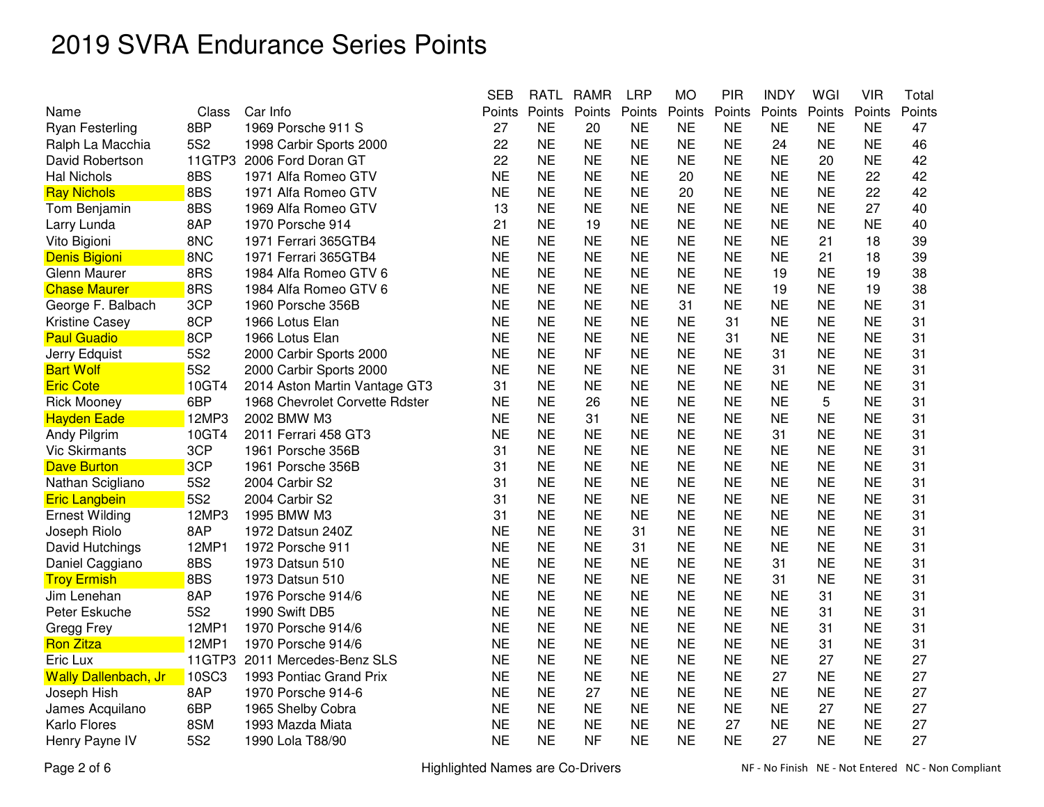# 2019 SVRA Endurance Series Points

| Name | Class | Car Info | SEB Points | RATL Points | RAMR Points | LRP Points | MO Points | PIR Points | INDY Points | WGI Points | VIR Points | Total Points |
|---|---|---|---|---|---|---|---|---|---|---|---|---|
| Ryan Festerling | 8BP | 1969 Porsche 911 S | 27 | NE | 20 | NE | NE | NE | NE | NE | NE | 47 |
| Ralph La Macchia | 5S2 | 1998 Carbir Sports 2000 | 22 | NE | NE | NE | NE | NE | 24 | NE | NE | 46 |
| David Robertson | 11GTP3 | 2006 Ford Doran GT | 22 | NE | NE | NE | NE | NE | NE | 20 | NE | 42 |
| Hal Nichols | 8BS | 1971 Alfa Romeo GTV | NE | NE | NE | NE | 20 | NE | NE | NE | 22 | 42 |
| Ray Nichols | 8BS | 1971 Alfa Romeo GTV | NE | NE | NE | NE | 20 | NE | NE | NE | 22 | 42 |
| Tom Benjamin | 8BS | 1969 Alfa Romeo GTV | 13 | NE | NE | NE | NE | NE | NE | NE | 27 | 40 |
| Larry Lunda | 8AP | 1970 Porsche 914 | 21 | NE | 19 | NE | NE | NE | NE | NE | NE | 40 |
| Vito Bigioni | 8NC | 1971 Ferrari 365GTB4 | NE | NE | NE | NE | NE | NE | NE | 21 | 18 | 39 |
| Denis Bigioni | 8NC | 1971 Ferrari 365GTB4 | NE | NE | NE | NE | NE | NE | NE | 21 | 18 | 39 |
| Glenn Maurer | 8RS | 1984 Alfa Romeo GTV 6 | NE | NE | NE | NE | NE | NE | 19 | NE | 19 | 38 |
| Chase Maurer | 8RS | 1984 Alfa Romeo GTV 6 | NE | NE | NE | NE | NE | NE | 19 | NE | 19 | 38 |
| George F. Balbach | 3CP | 1960 Porsche 356B | NE | NE | NE | NE | 31 | NE | NE | NE | NE | 31 |
| Kristine Casey | 8CP | 1966 Lotus Elan | NE | NE | NE | NE | NE | 31 | NE | NE | NE | 31 |
| Paul Guadio | 8CP | 1966 Lotus Elan | NE | NE | NE | NE | NE | 31 | NE | NE | NE | 31 |
| Jerry Edquist | 5S2 | 2000 Carbir Sports 2000 | NE | NE | NF | NE | NE | NE | 31 | NE | NE | 31 |
| Bart Wolf | 5S2 | 2000 Carbir Sports 2000 | NE | NE | NE | NE | NE | NE | 31 | NE | NE | 31 |
| Eric Cote | 10GT4 | 2014 Aston Martin Vantage GT3 | 31 | NE | NE | NE | NE | NE | NE | NE | NE | 31 |
| Rick Mooney | 6BP | 1968 Chevrolet Corvette Rdster | NE | NE | 26 | NE | NE | NE | NE | 5 | NE | 31 |
| Hayden Eade | 12MP3 | 2002 BMW M3 | NE | NE | 31 | NE | NE | NE | NE | NE | NE | 31 |
| Andy Pilgrim | 10GT4 | 2011 Ferrari 458 GT3 | NE | NE | NE | NE | NE | NE | 31 | NE | NE | 31 |
| Vic Skirmants | 3CP | 1961 Porsche 356B | 31 | NE | NE | NE | NE | NE | NE | NE | NE | 31 |
| Dave Burton | 3CP | 1961 Porsche 356B | 31 | NE | NE | NE | NE | NE | NE | NE | NE | 31 |
| Nathan Scigliano | 5S2 | 2004 Carbir S2 | 31 | NE | NE | NE | NE | NE | NE | NE | NE | 31 |
| Eric Langbein | 5S2 | 2004 Carbir S2 | 31 | NE | NE | NE | NE | NE | NE | NE | NE | 31 |
| Ernest Wilding | 12MP3 | 1995 BMW M3 | 31 | NE | NE | NE | NE | NE | NE | NE | NE | 31 |
| Joseph Riolo | 8AP | 1972 Datsun 240Z | NE | NE | NE | 31 | NE | NE | NE | NE | NE | 31 |
| David Hutchings | 12MP1 | 1972 Porsche 911 | NE | NE | NE | 31 | NE | NE | NE | NE | NE | 31 |
| Daniel Caggiano | 8BS | 1973 Datsun 510 | NE | NE | NE | NE | NE | NE | 31 | NE | NE | 31 |
| Troy Ermish | 8BS | 1973 Datsun 510 | NE | NE | NE | NE | NE | NE | 31 | NE | NE | 31 |
| Jim Lenehan | 8AP | 1976 Porsche 914/6 | NE | NE | NE | NE | NE | NE | NE | 31 | NE | 31 |
| Peter Eskuche | 5S2 | 1990 Swift DB5 | NE | NE | NE | NE | NE | NE | NE | 31 | NE | 31 |
| Gregg Frey | 12MP1 | 1970 Porsche 914/6 | NE | NE | NE | NE | NE | NE | NE | 31 | NE | 31 |
| Ron Zitza | 12MP1 | 1970 Porsche 914/6 | NE | NE | NE | NE | NE | NE | NE | 31 | NE | 31 |
| Eric Lux | 11GTP3 | 2011 Mercedes-Benz SLS | NE | NE | NE | NE | NE | NE | NE | 27 | NE | 27 |
| Wally Dallenbach, Jr | 10SC3 | 1993 Pontiac Grand Prix | NE | NE | NE | NE | NE | NE | 27 | NE | NE | 27 |
| Joseph Hish | 8AP | 1970 Porsche 914-6 | NE | NE | 27 | NE | NE | NE | NE | NE | NE | 27 |
| James Acquilano | 6BP | 1965 Shelby Cobra | NE | NE | NE | NE | NE | NE | NE | 27 | NE | 27 |
| Karlo Flores | 8SM | 1993 Mazda Miata | NE | NE | NE | NE | NE | 27 | NE | NE | NE | 27 |
| Henry Payne IV | 5S2 | 1990 Lola T88/90 | NE | NE | NF | NE | NE | NE | 27 | NE | NE | 27 |

Highlighted Names are Co-Drivers

NF - No Finish   NE - Not Entered   NC - Non Compliant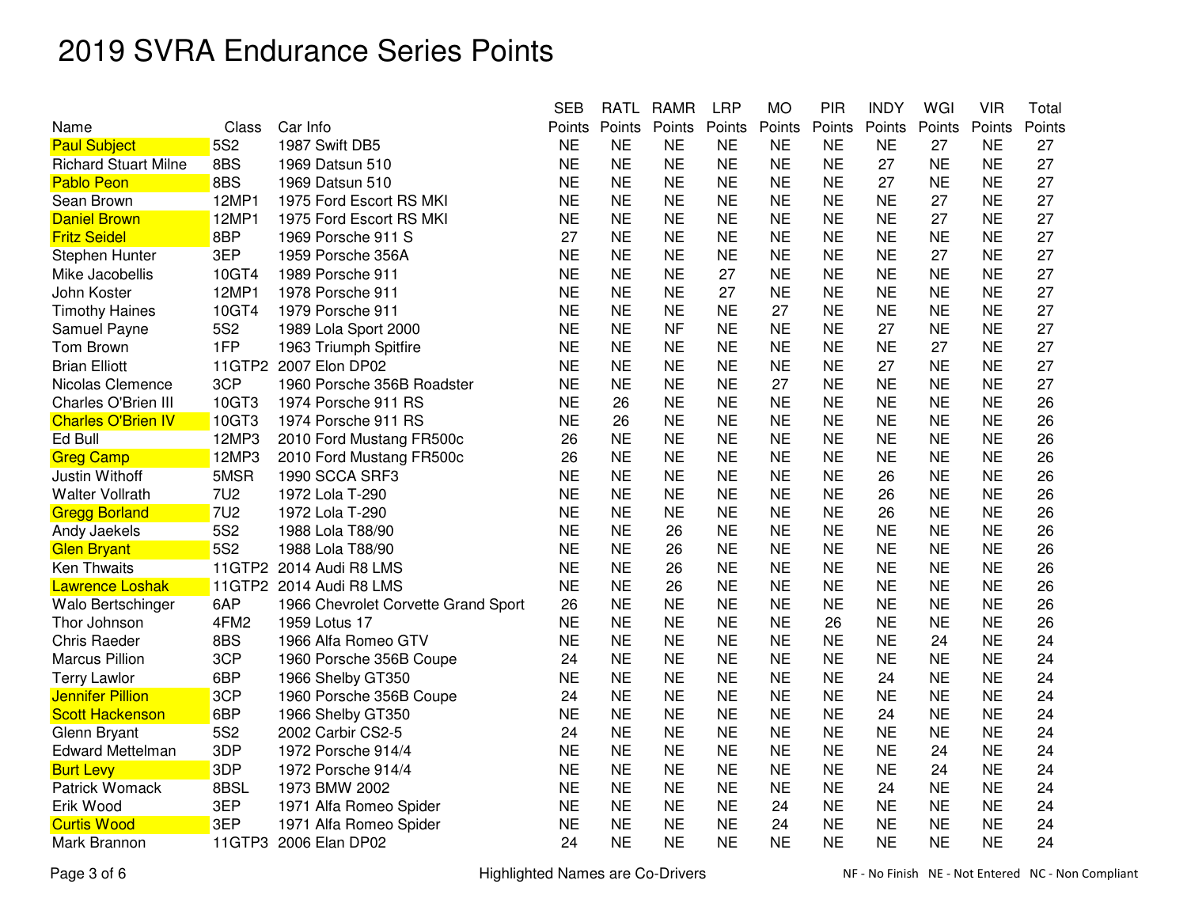# 2019 SVRA Endurance Series Points

| Name | Class | Car Info | SEB Points | RATL Points | RAMR Points | LRP Points | MO Points | PIR Points | INDY Points | WGI Points | VIR Points | Total Points |
|---|---|---|---|---|---|---|---|---|---|---|---|---|
| Paul Subject | 5S2 | 1987 Swift DB5 | NE | NE | NE | NE | NE | NE | NE | 27 | NE | 27 |
| Richard Stuart Milne | 8BS | 1969 Datsun 510 | NE | NE | NE | NE | NE | NE | 27 | NE | NE | 27 |
| Pablo Peon | 8BS | 1969 Datsun 510 | NE | NE | NE | NE | NE | NE | 27 | NE | NE | 27 |
| Sean Brown | 12MP1 | 1975 Ford Escort RS MKI | NE | NE | NE | NE | NE | NE | NE | 27 | NE | 27 |
| Daniel Brown | 12MP1 | 1975 Ford Escort RS MKI | NE | NE | NE | NE | NE | NE | NE | 27 | NE | 27 |
| Fritz Seidel | 8BP | 1969 Porsche 911 S | 27 | NE | NE | NE | NE | NE | NE | NE | NE | 27 |
| Stephen Hunter | 3EP | 1959 Porsche 356A | NE | NE | NE | NE | NE | NE | NE | 27 | NE | 27 |
| Mike Jacobellis | 10GT4 | 1989 Porsche 911 | NE | NE | NE | 27 | NE | NE | NE | NE | NE | 27 |
| John Koster | 12MP1 | 1978 Porsche 911 | NE | NE | NE | 27 | NE | NE | NE | NE | NE | 27 |
| Timothy Haines | 10GT4 | 1979 Porsche 911 | NE | NE | NE | NE | 27 | NE | NE | NE | NE | 27 |
| Samuel Payne | 5S2 | 1989 Lola Sport 2000 | NE | NE | NF | NE | NE | NE | 27 | NE | NE | 27 |
| Tom Brown | 1FP | 1963 Triumph Spitfire | NE | NE | NE | NE | NE | NE | NE | 27 | NE | 27 |
| Brian Elliott | 11GTP2 | 2007 Elon DP02 | NE | NE | NE | NE | NE | NE | 27 | NE | NE | 27 |
| Nicolas Clemence | 3CP | 1960 Porsche 356B Roadster | NE | NE | NE | NE | 27 | NE | NE | NE | NE | 27 |
| Charles O'Brien III | 10GT3 | 1974 Porsche 911 RS | NE | 26 | NE | NE | NE | NE | NE | NE | NE | 26 |
| Charles O'Brien IV | 10GT3 | 1974 Porsche 911 RS | NE | 26 | NE | NE | NE | NE | NE | NE | NE | 26 |
| Ed Bull | 12MP3 | 2010 Ford Mustang FR500c | 26 | NE | NE | NE | NE | NE | NE | NE | NE | 26 |
| Greg Camp | 12MP3 | 2010 Ford Mustang FR500c | 26 | NE | NE | NE | NE | NE | NE | NE | NE | 26 |
| Justin Withoff | 5MSR | 1990 SCCA SRF3 | NE | NE | NE | NE | NE | NE | 26 | NE | NE | 26 |
| Walter Vollrath | 7U2 | 1972 Lola T-290 | NE | NE | NE | NE | NE | NE | 26 | NE | NE | 26 |
| Gregg Borland | 7U2 | 1972 Lola T-290 | NE | NE | NE | NE | NE | NE | 26 | NE | NE | 26 |
| Andy Jaekels | 5S2 | 1988 Lola T88/90 | NE | NE | 26 | NE | NE | NE | NE | NE | NE | 26 |
| Glen Bryant | 5S2 | 1988 Lola T88/90 | NE | NE | 26 | NE | NE | NE | NE | NE | NE | 26 |
| Ken Thwaits | 11GTP2 | 2014 Audi R8 LMS | NE | NE | 26 | NE | NE | NE | NE | NE | NE | 26 |
| Lawrence Loshak | 11GTP2 | 2014 Audi R8 LMS | NE | NE | 26 | NE | NE | NE | NE | NE | NE | 26 |
| Walo Bertschinger | 6AP | 1966 Chevrolet Corvette Grand Sport | 26 | NE | NE | NE | NE | NE | NE | NE | NE | 26 |
| Thor Johnson | 4FM2 | 1959 Lotus 17 | NE | NE | NE | NE | NE | 26 | NE | NE | NE | 26 |
| Chris Raeder | 8BS | 1966 Alfa Romeo GTV | NE | NE | NE | NE | NE | NE | NE | 24 | NE | 24 |
| Marcus Pillion | 3CP | 1960 Porsche 356B Coupe | 24 | NE | NE | NE | NE | NE | NE | NE | NE | 24 |
| Terry Lawlor | 6BP | 1966 Shelby GT350 | NE | NE | NE | NE | NE | NE | 24 | NE | NE | 24 |
| Jennifer Pillion | 3CP | 1960 Porsche 356B Coupe | 24 | NE | NE | NE | NE | NE | NE | NE | NE | 24 |
| Scott Hackenson | 6BP | 1966 Shelby GT350 | NE | NE | NE | NE | NE | NE | 24 | NE | NE | 24 |
| Glenn Bryant | 5S2 | 2002 Carbir CS2-5 | 24 | NE | NE | NE | NE | NE | NE | NE | NE | 24 |
| Edward Mettelman | 3DP | 1972 Porsche 914/4 | NE | NE | NE | NE | NE | NE | NE | 24 | NE | 24 |
| Burt Levy | 3DP | 1972 Porsche 914/4 | NE | NE | NE | NE | NE | NE | NE | 24 | NE | 24 |
| Patrick Womack | 8BSL | 1973 BMW 2002 | NE | NE | NE | NE | NE | NE | 24 | NE | NE | 24 |
| Erik Wood | 3EP | 1971 Alfa Romeo Spider | NE | NE | NE | NE | 24 | NE | NE | NE | NE | 24 |
| Curtis Wood | 3EP | 1971 Alfa Romeo Spider | NE | NE | NE | NE | 24 | NE | NE | NE | NE | 24 |
| Mark Brannon | 11GTP3 | 2006 Elan DP02 | 24 | NE | NE | NE | NE | NE | NE | NE | NE | 24 |

Highlighted Names are Co-Drivers

NF - No Finish   NE - Not Entered   NC - Non Compliant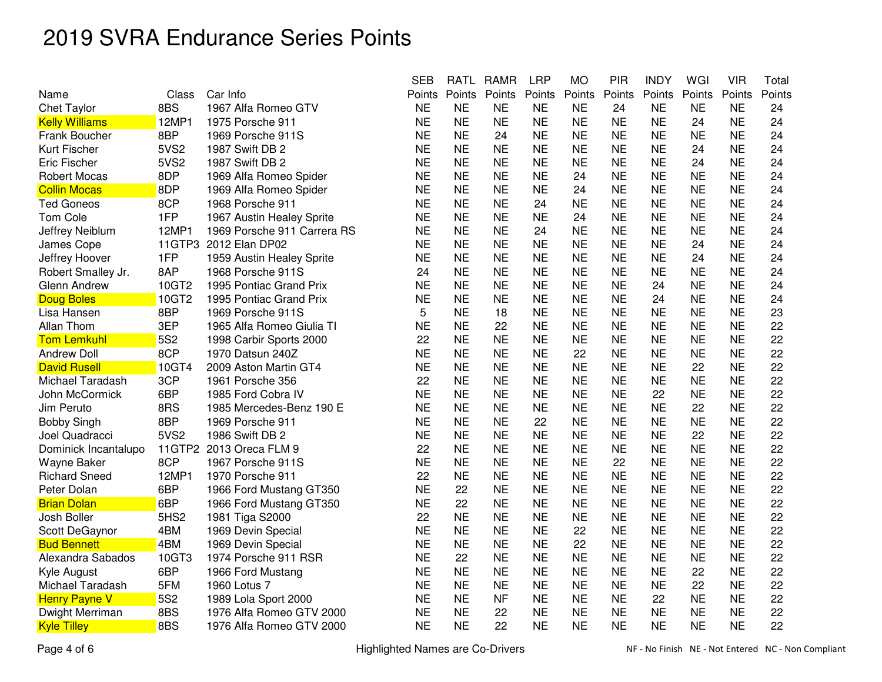# 2019 SVRA Endurance Series Points

| Name | Class | Car Info | SEB Points | RATL Points | RAMR Points | LRP Points | MO Points | PIR Points | INDY Points | WGI Points | VIR Points | Total Points |
|---|---|---|---|---|---|---|---|---|---|---|---|---|
| Chet Taylor | 8BS | 1967 Alfa Romeo GTV | NE | NE | NE | NE | NE | 24 | NE | NE | NE | 24 |
| Kelly Williams | 12MP1 | 1975 Porsche 911 | NE | NE | NE | NE | NE | NE | NE | 24 | NE | 24 |
| Frank Boucher | 8BP | 1969 Porsche 911S | NE | NE | 24 | NE | NE | NE | NE | NE | NE | 24 |
| Kurt Fischer | 5VS2 | 1987 Swift DB 2 | NE | NE | NE | NE | NE | NE | NE | 24 | NE | 24 |
| Eric Fischer | 5VS2 | 1987 Swift DB 2 | NE | NE | NE | NE | NE | NE | NE | 24 | NE | 24 |
| Robert Mocas | 8DP | 1969 Alfa Romeo Spider | NE | NE | NE | NE | 24 | NE | NE | NE | NE | 24 |
| Collin Mocas | 8DP | 1969 Alfa Romeo Spider | NE | NE | NE | NE | 24 | NE | NE | NE | NE | 24 |
| Ted Goneos | 8CP | 1968 Porsche 911 | NE | NE | NE | 24 | NE | NE | NE | NE | NE | 24 |
| Tom Cole | 1FP | 1967 Austin Healey Sprite | NE | NE | NE | NE | 24 | NE | NE | NE | NE | 24 |
| Jeffrey Neiblum | 12MP1 | 1969 Porsche 911 Carrera RS | NE | NE | NE | 24 | NE | NE | NE | NE | NE | 24 |
| James Cope | 11GTP3 | 2012 Elan DP02 | NE | NE | NE | NE | NE | NE | NE | 24 | NE | 24 |
| Jeffrey Hoover | 1FP | 1959 Austin Healey Sprite | NE | NE | NE | NE | NE | NE | NE | 24 | NE | 24 |
| Robert Smalley Jr. | 8AP | 1968 Porsche 911S | 24 | NE | NE | NE | NE | NE | NE | NE | NE | 24 |
| Glenn Andrew | 10GT2 | 1995 Pontiac Grand Prix | NE | NE | NE | NE | NE | NE | 24 | NE | NE | 24 |
| Doug Boles | 10GT2 | 1995 Pontiac Grand Prix | NE | NE | NE | NE | NE | NE | 24 | NE | NE | 24 |
| Lisa Hansen | 8BP | 1969 Porsche 911S | 5 | NE | 18 | NE | NE | NE | NE | NE | NE | 23 |
| Allan Thom | 3EP | 1965 Alfa Romeo Giulia TI | NE | NE | 22 | NE | NE | NE | NE | NE | NE | 22 |
| Tom Lemkuhl | 5S2 | 1998 Carbir Sports 2000 | 22 | NE | NE | NE | NE | NE | NE | NE | NE | 22 |
| Andrew Doll | 8CP | 1970 Datsun 240Z | NE | NE | NE | NE | 22 | NE | NE | NE | NE | 22 |
| David Rusell | 10GT4 | 2009 Aston Martin GT4 | NE | NE | NE | NE | NE | NE | NE | 22 | NE | 22 |
| Michael Taradash | 3CP | 1961 Porsche 356 | 22 | NE | NE | NE | NE | NE | NE | NE | NE | 22 |
| John McCormick | 6BP | 1985 Ford Cobra IV | NE | NE | NE | NE | NE | NE | 22 | NE | NE | 22 |
| Jim Peruto | 8RS | 1985 Mercedes-Benz 190 E | NE | NE | NE | NE | NE | NE | NE | 22 | NE | 22 |
| Bobby Singh | 8BP | 1969 Porsche 911 | NE | NE | NE | 22 | NE | NE | NE | NE | NE | 22 |
| Joel Quadracci | 5VS2 | 1986 Swift DB 2 | NE | NE | NE | NE | NE | NE | NE | 22 | NE | 22 |
| Dominick Incantalupo | 11GTP2 | 2013 Oreca FLM 9 | 22 | NE | NE | NE | NE | NE | NE | NE | NE | 22 |
| Wayne Baker | 8CP | 1967 Porsche 911S | NE | NE | NE | NE | NE | 22 | NE | NE | NE | 22 |
| Richard Sneed | 12MP1 | 1970 Porsche 911 | 22 | NE | NE | NE | NE | NE | NE | NE | NE | 22 |
| Peter Dolan | 6BP | 1966 Ford Mustang GT350 | NE | 22 | NE | NE | NE | NE | NE | NE | NE | 22 |
| Brian Dolan | 6BP | 1966 Ford Mustang GT350 | NE | 22 | NE | NE | NE | NE | NE | NE | NE | 22 |
| Josh Boller | 5HS2 | 1981 Tiga S2000 | 22 | NE | NE | NE | NE | NE | NE | NE | NE | 22 |
| Scott DeGaynor | 4BM | 1969 Devin Special | NE | NE | NE | NE | 22 | NE | NE | NE | NE | 22 |
| Bud Bennett | 4BM | 1969 Devin Special | NE | NE | NE | NE | 22 | NE | NE | NE | NE | 22 |
| Alexandra Sabados | 10GT3 | 1974 Porsche 911 RSR | NE | 22 | NE | NE | NE | NE | NE | NE | NE | 22 |
| Kyle August | 6BP | 1966 Ford Mustang | NE | NE | NE | NE | NE | NE | NE | 22 | NE | 22 |
| Michael Taradash | 5FM | 1960 Lotus 7 | NE | NE | NE | NE | NE | NE | NE | 22 | NE | 22 |
| Henry Payne V | 5S2 | 1989 Lola Sport 2000 | NE | NE | NF | NE | NE | NE | 22 | NE | NE | 22 |
| Dwight Merriman | 8BS | 1976 Alfa Romeo GTV 2000 | NE | NE | 22 | NE | NE | NE | NE | NE | NE | 22 |
| Kyle Tilley | 8BS | 1976 Alfa Romeo GTV 2000 | NE | NE | 22 | NE | NE | NE | NE | NE | NE | 22 |

Highlighted Names are Co-Drivers

NF - No Finish   NE - Not Entered   NC - Non Compliant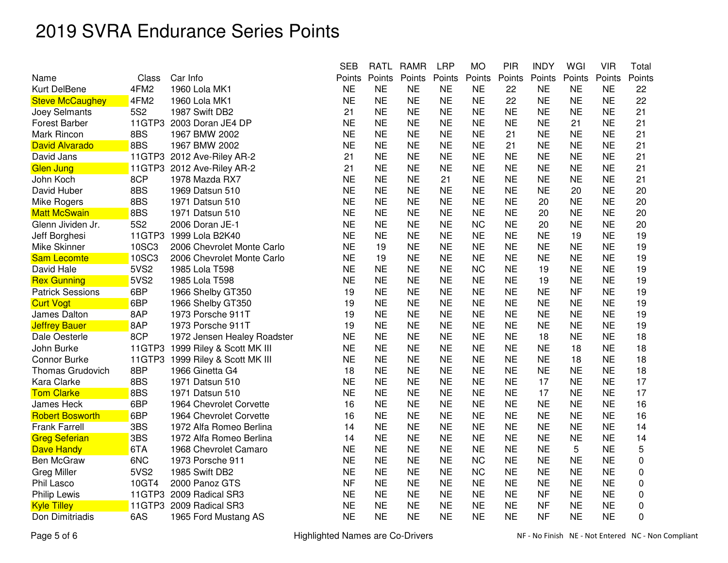# 2019 SVRA Endurance Series Points

| Name | Class | Car Info | SEB Points | RATL Points | RAMR Points | LRP Points | MO Points | PIR Points | INDY Points | WGI Points | VIR Points | Total Points |
|---|---|---|---|---|---|---|---|---|---|---|---|---|
| Kurt DelBene | 4FM2 | 1960 Lola MK1 | NE | NE | NE | NE | NE | 22 | NE | NE | NE | 22 |
| Steve McCaughey | 4FM2 | 1960 Lola MK1 | NE | NE | NE | NE | NE | 22 | NE | NE | NE | 22 |
| Joey Selmants | 5S2 | 1987 Swift DB2 | 21 | NE | NE | NE | NE | NE | NE | NE | NE | 21 |
| Forest Barber | 11GTP3 | 2003 Doran JE4 DP | NE | NE | NE | NE | NE | NE | NE | 21 | NE | 21 |
| Mark Rincon | 8BS | 1967 BMW 2002 | NE | NE | NE | NE | NE | 21 | NE | NE | NE | 21 |
| David Alvarado | 8BS | 1967 BMW 2002 | NE | NE | NE | NE | NE | 21 | NE | NE | NE | 21 |
| David Jans | 11GTP3 | 2012 Ave-Riley AR-2 | 21 | NE | NE | NE | NE | NE | NE | NE | NE | 21 |
| Glen Jung | 11GTP3 | 2012 Ave-Riley AR-2 | 21 | NE | NE | NE | NE | NE | NE | NE | NE | 21 |
| John Koch | 8CP | 1978 Mazda RX7 | NE | NE | NE | 21 | NE | NE | NE | NE | NE | 21 |
| David Huber | 8BS | 1969 Datsun 510 | NE | NE | NE | NE | NE | NE | NE | 20 | NE | 20 |
| Mike Rogers | 8BS | 1971 Datsun 510 | NE | NE | NE | NE | NE | NE | 20 | NE | NE | 20 |
| Matt McSwain | 8BS | 1971 Datsun 510 | NE | NE | NE | NE | NE | NE | 20 | NE | NE | 20 |
| Glenn Jividen Jr. | 5S2 | 2006 Doran JE-1 | NE | NE | NE | NE | NC | NE | 20 | NE | NE | 20 |
| Jeff Borghesi | 11GTP3 | 1999 Lola B2K40 | NE | NE | NE | NE | NE | NE | NE | 19 | NE | 19 |
| Mike Skinner | 10SC3 | 2006 Chevrolet Monte Carlo | NE | 19 | NE | NE | NE | NE | NE | NE | NE | 19 |
| Sam Lecomte | 10SC3 | 2006 Chevrolet Monte Carlo | NE | 19 | NE | NE | NE | NE | NE | NE | NE | 19 |
| David Hale | 5VS2 | 1985 Lola T598 | NE | NE | NE | NE | NC | NE | 19 | NE | NE | 19 |
| Rex Gunning | 5VS2 | 1985 Lola T598 | NE | NE | NE | NE | NE | NE | 19 | NE | NE | 19 |
| Patrick Sessions | 6BP | 1966 Shelby GT350 | 19 | NE | NE | NE | NE | NE | NE | NF | NE | 19 |
| Curt Vogt | 6BP | 1966 Shelby GT350 | 19 | NE | NE | NE | NE | NE | NE | NE | NE | 19 |
| James Dalton | 8AP | 1973 Porsche 911T | 19 | NE | NE | NE | NE | NE | NE | NE | NE | 19 |
| Jeffrey Bauer | 8AP | 1973 Porsche 911T | 19 | NE | NE | NE | NE | NE | NE | NE | NE | 19 |
| Dale Oesterle | 8CP | 1972 Jensen Healey Roadster | NE | NE | NE | NE | NE | NE | 18 | NE | NE | 18 |
| John Burke | 11GTP3 | 1999 Riley & Scott MK III | NE | NE | NE | NE | NE | NE | NE | 18 | NE | 18 |
| Connor Burke | 11GTP3 | 1999 Riley & Scott MK III | NE | NE | NE | NE | NE | NE | NE | 18 | NE | 18 |
| Thomas Grudovich | 8BP | 1966 Ginetta G4 | 18 | NE | NE | NE | NE | NE | NE | NE | NE | 18 |
| Kara Clarke | 8BS | 1971 Datsun 510 | NE | NE | NE | NE | NE | NE | 17 | NE | NE | 17 |
| Tom Clarke | 8BS | 1971 Datsun 510 | NE | NE | NE | NE | NE | NE | 17 | NE | NE | 17 |
| James Heck | 6BP | 1964 Chevrolet Corvette | 16 | NE | NE | NE | NE | NE | NE | NE | NE | 16 |
| Robert Bosworth | 6BP | 1964 Chevrolet Corvette | 16 | NE | NE | NE | NE | NE | NE | NE | NE | 16 |
| Frank Farrell | 3BS | 1972 Alfa Romeo Berlina | 14 | NE | NE | NE | NE | NE | NE | NE | NE | 14 |
| Greg Seferian | 3BS | 1972 Alfa Romeo Berlina | 14 | NE | NE | NE | NE | NE | NE | NE | NE | 14 |
| Dave Handy | 6TA | 1968 Chevrolet Camaro | NE | NE | NE | NE | NE | NE | NE | 5 | NE | 5 |
| Ben McGraw | 6NC | 1973 Porsche 911 | NE | NE | NE | NE | NC | NE | NE | NE | NE | 0 |
| Greg Miller | 5VS2 | 1985 Swift DB2 | NE | NE | NE | NE | NC | NE | NE | NE | NE | 0 |
| Phil Lasco | 10GT4 | 2000 Panoz GTS | NF | NE | NE | NE | NE | NE | NE | NE | NE | 0 |
| Philip Lewis | 11GTP3 | 2009 Radical SR3 | NE | NE | NE | NE | NE | NE | NF | NE | NE | 0 |
| Kyle Tilley | 11GTP3 | 2009 Radical SR3 | NE | NE | NE | NE | NE | NE | NF | NE | NE | 0 |
| Don Dimitriadis | 6AS | 1965 Ford Mustang AS | NE | NE | NE | NE | NE | NE | NF | NE | NE | 0 |

Highlighted Names are Co-Drivers

NF - No Finish   NE - Not Entered   NC - Non Compliant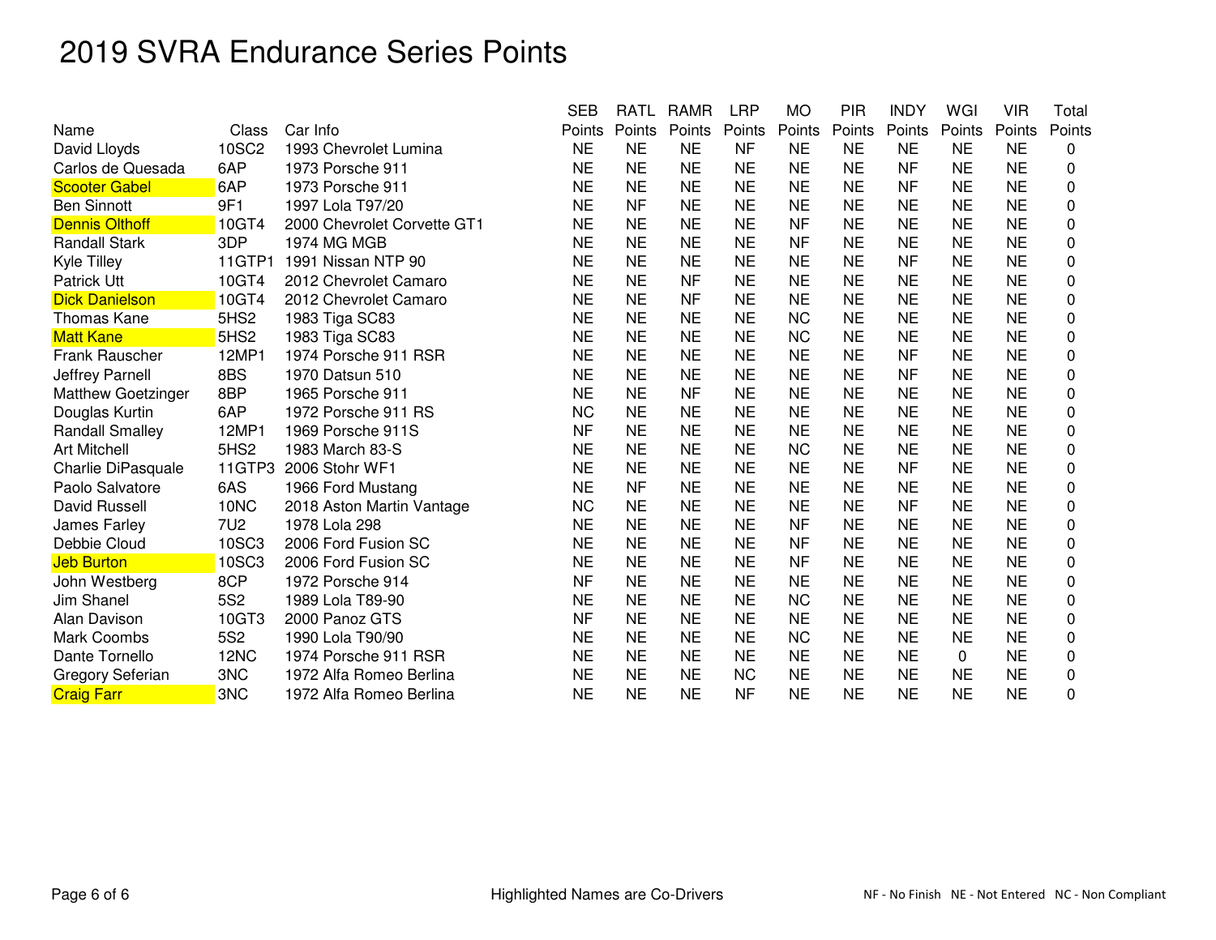# 2019 SVRA Endurance Series Points

| Name | Class | Car Info | SEB Points | RATL Points | RAMR Points | LRP Points | MO Points | PIR Points | INDY Points | WGI Points | VIR Points | Total Points |
|---|---|---|---|---|---|---|---|---|---|---|---|---|
| David Lloyds | 10SC2 | 1993 Chevrolet Lumina | NE | NE | NE | NF | NE | NE | NE | NE | NE | 0 |
| Carlos de Quesada | 6AP | 1973 Porsche 911 | NE | NE | NE | NE | NE | NE | NF | NE | NE | 0 |
| Scooter Gabel | 6AP | 1973 Porsche 911 | NE | NE | NE | NE | NE | NE | NF | NE | NE | 0 |
| Ben Sinnott | 9F1 | 1997 Lola T97/20 | NE | NF | NE | NE | NE | NE | NE | NE | NE | 0 |
| Dennis Olthoff | 10GT4 | 2000 Chevrolet Corvette GT1 | NE | NE | NE | NE | NF | NE | NE | NE | NE | 0 |
| Randall Stark | 3DP | 1974 MG MGB | NE | NE | NE | NE | NF | NE | NE | NE | NE | 0 |
| Kyle Tilley | 11GTP1 | 1991 Nissan NTP 90 | NE | NE | NE | NE | NE | NE | NF | NE | NE | 0 |
| Patrick Utt | 10GT4 | 2012 Chevrolet Camaro | NE | NE | NF | NE | NE | NE | NE | NE | NE | 0 |
| Dick Danielson | 10GT4 | 2012 Chevrolet Camaro | NE | NE | NF | NE | NE | NE | NE | NE | NE | 0 |
| Thomas Kane | 5HS2 | 1983 Tiga SC83 | NE | NE | NE | NE | NC | NE | NE | NE | NE | 0 |
| Matt Kane | 5HS2 | 1983 Tiga SC83 | NE | NE | NE | NE | NC | NE | NE | NE | NE | 0 |
| Frank Rauscher | 12MP1 | 1974 Porsche 911 RSR | NE | NE | NE | NE | NE | NE | NF | NE | NE | 0 |
| Jeffrey Parnell | 8BS | 1970 Datsun 510 | NE | NE | NE | NE | NE | NE | NF | NE | NE | 0 |
| Matthew Goetzinger | 8BP | 1965 Porsche 911 | NE | NE | NF | NE | NE | NE | NE | NE | NE | 0 |
| Douglas Kurtin | 6AP | 1972 Porsche 911 RS | NC | NE | NE | NE | NE | NE | NE | NE | NE | 0 |
| Randall Smalley | 12MP1 | 1969 Porsche 911S | NF | NE | NE | NE | NE | NE | NE | NE | NE | 0 |
| Art Mitchell | 5HS2 | 1983 March 83-S | NE | NE | NE | NE | NC | NE | NE | NE | NE | 0 |
| Charlie DiPasquale | 11GTP3 | 2006 Stohr WF1 | NE | NE | NE | NE | NE | NE | NF | NE | NE | 0 |
| Paolo Salvatore | 6AS | 1966 Ford Mustang | NE | NF | NE | NE | NE | NE | NE | NE | NE | 0 |
| David Russell | 10NC | 2018 Aston Martin Vantage | NC | NE | NE | NE | NE | NE | NF | NE | NE | 0 |
| James Farley | 7U2 | 1978 Lola 298 | NE | NE | NE | NE | NF | NE | NE | NE | NE | 0 |
| Debbie Cloud | 10SC3 | 2006 Ford Fusion SC | NE | NE | NE | NE | NF | NE | NE | NE | NE | 0 |
| Jeb Burton | 10SC3 | 2006 Ford Fusion SC | NE | NE | NE | NE | NF | NE | NE | NE | NE | 0 |
| John Westberg | 8CP | 1972 Porsche 914 | NF | NE | NE | NE | NE | NE | NE | NE | NE | 0 |
| Jim Shanel | 5S2 | 1989 Lola T89-90 | NE | NE | NE | NE | NC | NE | NE | NE | NE | 0 |
| Alan Davison | 10GT3 | 2000 Panoz GTS | NF | NE | NE | NE | NE | NE | NE | NE | NE | 0 |
| Mark Coombs | 5S2 | 1990 Lola T90/90 | NE | NE | NE | NE | NC | NE | NE | NE | NE | 0 |
| Dante Tornello | 12NC | 1974 Porsche 911 RSR | NE | NE | NE | NE | NE | NE | NE | 0 | NE | 0 |
| Gregory Seferian | 3NC | 1972 Alfa Romeo Berlina | NE | NE | NE | NC | NE | NE | NE | NE | NE | 0 |
| Craig Farr | 3NC | 1972 Alfa Romeo Berlina | NE | NE | NE | NF | NE | NE | NE | NE | NE | 0 |

Highlighted Names are Co-Drivers

NF - No Finish NE - Not Entered NC - Non Compliant